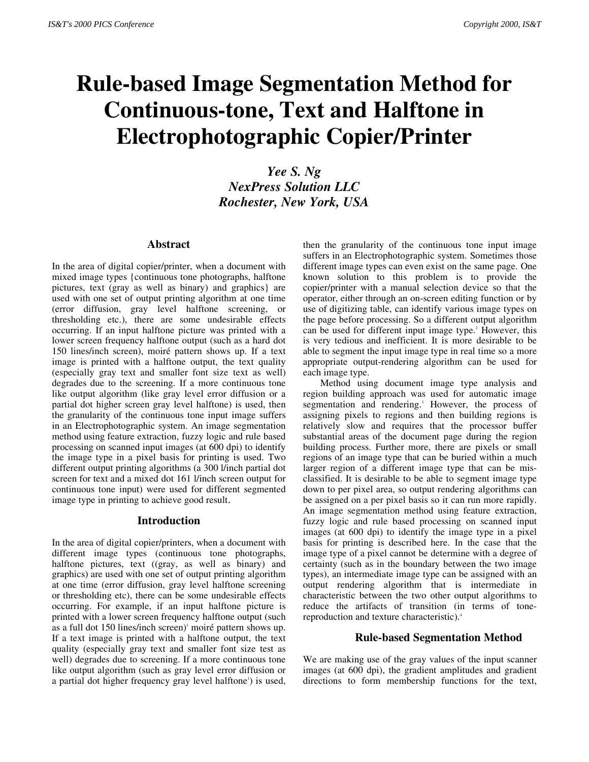# Rule-based Image Segmentation Method for Continuous-tone, Text and Halftone in Electrophotographic Copier/Printer

*Yee S. Ng*
*NexPress Solution LLC*
*Rochester, New York, USA*

## Abstract

In the area of digital copier/printer, when a document with mixed image types {continuous tone photographs, halftone pictures, text (gray as well as binary) and graphics} are used with one set of output printing algorithm at one time (error diffusion, gray level halftone screening, or thresholding etc.), there are some undesirable effects occurring. If an input halftone picture was printed with a lower screen frequency halftone output (such as a hard dot 150 lines/inch screen), moiré pattern shows up. If a text image is printed with a halftone output, the text quality (especially gray text and smaller font size text as well) degrades due to the screening. If a more continuous tone like output algorithm (like gray level error diffusion or a partial dot higher screen gray level halftone) is used, then the granularity of the continuous tone input image suffers in an Electrophotographic system. An image segmentation method using feature extraction, fuzzy logic and rule based processing on scanned input images (at 600 dpi) to identify the image type in a pixel basis for printing is used. Two different output printing algorithms (a 300 l/inch partial dot screen for text and a mixed dot 161 l/inch screen output for continuous tone input) were used for different segmented image type in printing to achieve good result.

## Introduction

In the area of digital copier/printers, when a document with different image types (continuous tone photographs, halftone pictures, text ((gray, as well as binary) and graphics) are used with one set of output printing algorithm at one time (error diffusion, gray level halftone screening or thresholding etc), there can be some undesirable effects occurring. For example, if an input halftone picture is printed with a lower screen frequency halftone output (such as a full dot 150 lines/inch screen)[1] moiré pattern shows up. If a text image is printed with a halftone output, the text quality (especially gray text and smaller font size test as well) degrades due to screening. If a more continuous tone like output algorithm (such as gray level error diffusion or a partial dot higher frequency gray level halftone[1]) is used, then the granularity of the continuous tone input image suffers in an Electrophotographic system. Sometimes those different image types can even exist on the same page. One known solution to this problem is to provide the copier/printer with a manual selection device so that the operator, either through an on-screen editing function or by use of digitizing table, can identify various image types on the page before processing. So a different output algorithm can be used for different input image type.[2] However, this is very tedious and inefficient. It is more desirable to be able to segment the input image type in real time so a more appropriate output-rendering algorithm can be used for each image type.

Method using document image type analysis and region building approach was used for automatic image segmentation and rendering.[3] However, the process of assigning pixels to regions and then building regions is relatively slow and requires that the processor buffer substantial areas of the document page during the region building process. Further more, there are pixels or small regions of an image type that can be buried within a much larger region of a different image type that can be mis-classified. It is desirable to be able to segment image type down to per pixel area, so output rendering algorithms can be assigned on a per pixel basis so it can run more rapidly. An image segmentation method using feature extraction, fuzzy logic and rule based processing on scanned input images (at 600 dpi) to identify the image type in a pixel basis for printing is described here. In the case that the image type of a pixel cannot be determine with a degree of certainty (such as in the boundary between the two image types), an intermediate image type can be assigned with an output rendering algorithm that is intermediate in characteristic between the two other output algorithms to reduce the artifacts of transition (in terms of tone-reproduction and texture characteristic).[4]

## Rule-based Segmentation Method

We are making use of the gray values of the input scanner images (at 600 dpi), the gradient amplitudes and gradient directions to form membership functions for the text,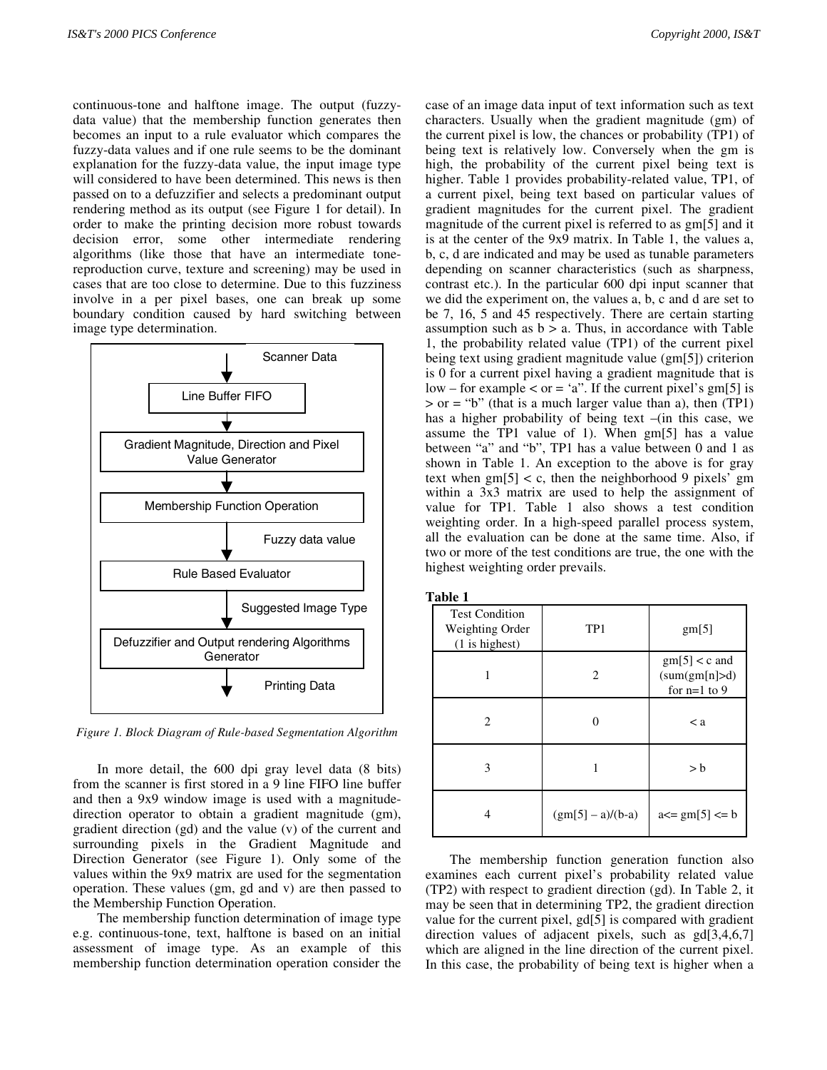continuous-tone and halftone image. The output (fuzzy-data value) that the membership function generates then becomes an input to a rule evaluator which compares the fuzzy-data values and if one rule seems to be the dominant explanation for the fuzzy-data value, the input image type will considered to have been determined. This news is then passed on to a defuzzifier and selects a predominant output rendering method as its output (see Figure 1 for detail). In order to make the printing decision more robust towards decision error, some other intermediate rendering algorithms (like those that have an intermediate tone-reproduction curve, texture and screening) may be used in cases that are too close to determine. Due to this fuzziness involve in a per pixel bases, one can break up some boundary condition caused by hard switching between image type determination.

Scanner Data → Line Buffer FIFO → Gradient Magnitude, Direction and Pixel Value Generator → Membership Function Operation → (Fuzzy data value) → Rule Based Evaluator → (Suggested Image Type) → Defuzzifier and Output rendering Algorithms Generator → Printing Data

*Figure 1. Block Diagram of Rule-based Segmentation Algorithm*

In more detail, the 600 dpi gray level data (8 bits) from the scanner is first stored in a 9 line FIFO input line buffer and then a 9x9 window image is used with a magnitude-direction operator to obtain a gradient magnitude (gm), gradient direction (gd) and the value (v) of the current and surrounding pixels in the Gradient Magnitude and Direction Generator (see Figure 1). Only some of the values within the 9x9 matrix are used for the segmentation operation. These values (gm, gd and v) are then passed to the Membership Function Operation.

The membership function determination of image type e.g. continuous-tone, text, halftone is based on an initial assessment of image type. As an example of this membership function determination operation consider the case of an image data input of text information such as text characters. Usually when the gradient magnitude (gm) of the current pixel is low, the chances or probability (TP1) of being text is relatively low. Conversely when the gm is high, the probability of the current pixel being text is higher. Table 1 provides probability-related value, TP1, of a current pixel, being text based on particular values of gradient magnitudes for the current pixel. The gradient magnitude of the current pixel is referred to as gm[5] and it is at the center of the 9x9 matrix. In Table 1, the values a, b, c, d are indicated and may be used as tunable parameters depending on scanner characteristics (such as sharpness, contrast etc.). In the particular 600 dpi input scanner that we did the experiment on, the values a, b, c and d are set to be 7, 16, 5 and 45 respectively. There are certain starting assumption such as b > a. Thus, in accordance with Table 1, the probability related value (TP1) of the current pixel being text using gradient magnitude value (gm[5]) criterion is 0 for a current pixel having a gradient magnitude that is low – for example < or = 'a". If the current pixel's gm[5] is > or = "b" (that is a much larger value than a), then (TP1) has a higher probability of being text –(in this case, we assume the TP1 value of 1). When gm[5] has a value between "a" and "b", TP1 has a value between 0 and 1 as shown in Table 1. An exception to the above is for gray text when gm[5] < c, then the neighborhood 9 pixels' gm within a 3x3 matrix are used to help the assignment of value for TP1. Table 1 also shows a test condition weighting order. In a high-speed parallel process system, all the evaluation can be done at the same time. Also, if two or more of the test conditions are true, the one with the highest weighting order prevails.

**Table 1**

| Test Condition Weighting Order (1 is highest) | TP1 | gm[5] |
|---|---|---|
| 1 | 2 | gm[5] < c and (sum(gm[n]>d) for n=1 to 9 |
| 2 | 0 | < a |
| 3 | 1 | > b |
| 4 | (gm[5] – a)/(b-a) | a<= gm[5] <= b |

The membership function generation function also examines each current pixel's probability related value (TP2) with respect to gradient direction (gd). In Table 2, it may be seen that in determining TP2, the gradient direction value for the current pixel, gd[5] is compared with gradient direction values of adjacent pixels, such as gd[3,4,6,7] which are aligned in the line direction of the current pixel. In this case, the probability of being text is higher when a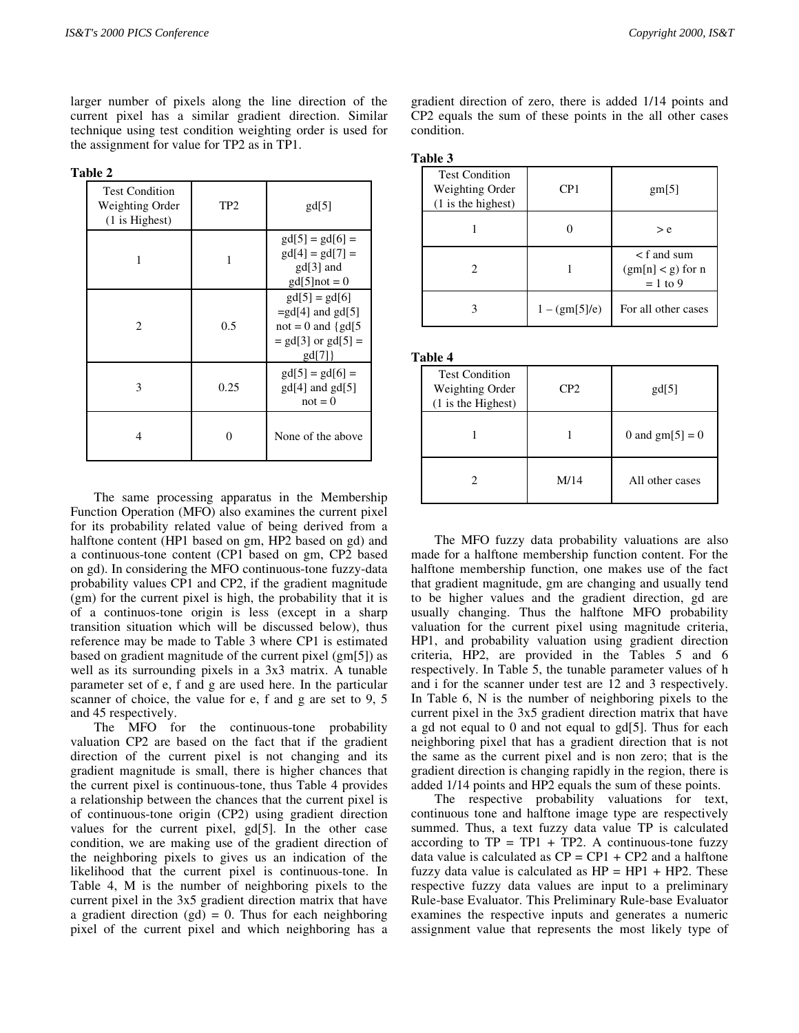larger number of pixels along the line direction of the current pixel has a similar gradient direction. Similar technique using test condition weighting order is used for the assignment for value for TP2 as in TP1.

**Table 2**

| Test Condition Weighting Order (1 is Highest) | TP2 | gd[5] |
|---|---|---|
| 1 | 1 | gd[5] = gd[6] = gd[4] = gd[7] = gd[3] and gd[5]not = 0 |
| 2 | 0.5 | gd[5] = gd[6] =gd[4] and gd[5] not = 0 and {gd[5 = gd[3] or gd[5] = gd[7]} |
| 3 | 0.25 | gd[5] = gd[6] = gd[4] and gd[5] not = 0 |
| 4 | 0 | None of the above |

The same processing apparatus in the Membership Function Operation (MFO) also examines the current pixel for its probability related value of being derived from a halftone content (HP1 based on gm, HP2 based on gd) and a continuous-tone content (CP1 based on gm, CP2 based on gd). In considering the MFO continuous-tone fuzzy-data probability values CP1 and CP2, if the gradient magnitude (gm) for the current pixel is high, the probability that it is of a continuos-tone origin is less (except in a sharp transition situation which will be discussed below), thus reference may be made to Table 3 where CP1 is estimated based on gradient magnitude of the current pixel (gm[5]) as well as its surrounding pixels in a 3x3 matrix. A tunable parameter set of e, f and g are used here. In the particular scanner of choice, the value for e, f and g are set to 9, 5 and 45 respectively.

The MFO for the continuous-tone probability valuation CP2 are based on the fact that if the gradient direction of the current pixel is not changing and its gradient magnitude is small, there is higher chances that the current pixel is continuous-tone, thus Table 4 provides a relationship between the chances that the current pixel is of continuous-tone origin (CP2) using gradient direction values for the current pixel, gd[5]. In the other case condition, we are making use of the gradient direction of the neighboring pixels to gives us an indication of the likelihood that the current pixel is continuous-tone. In Table 4, M is the number of neighboring pixels to the current pixel in the 3x5 gradient direction matrix that have a gradient direction (gd) = 0. Thus for each neighboring pixel of the current pixel and which neighboring has a gradient direction of zero, there is added 1/14 points and CP2 equals the sum of these points in the all other cases condition.

**Table 3**

| Test Condition Weighting Order (1 is the highest) | CP1 | gm[5] |
|---|---|---|
| 1 | 0 | > e |
| 2 | 1 | < f and sum (gm[n] < g) for n = 1 to 9 |
| 3 | 1 – (gm[5]/e) | For all other cases |

**Table 4**

| Test Condition Weighting Order (1 is the Highest) | CP2 | gd[5] |
|---|---|---|
| 1 | 1 | 0 and gm[5] = 0 |
| 2 | M/14 | All other cases |

The MFO fuzzy data probability valuations are also made for a halftone membership function content. For the halftone membership function, one makes use of the fact that gradient magnitude, gm are changing and usually tend to be higher values and the gradient direction, gd are usually changing. Thus the halftone MFO probability valuation for the current pixel using magnitude criteria, HP1, and probability valuation using gradient direction criteria, HP2, are provided in the Tables 5 and 6 respectively. In Table 5, the tunable parameter values of h and i for the scanner under test are 12 and 3 respectively. In Table 6, N is the number of neighboring pixels to the current pixel in the 3x5 gradient direction matrix that have a gd not equal to 0 and not equal to gd[5]. Thus for each neighboring pixel that has a gradient direction that is not the same as the current pixel and is non zero; that is the gradient direction is changing rapidly in the region, there is added 1/14 points and HP2 equals the sum of these points.

The respective probability valuations for text, continuous tone and halftone image type are respectively summed. Thus, a text fuzzy data value TP is calculated according to TP = TP1 + TP2. A continuous-tone fuzzy data value is calculated as CP = CP1 + CP2 and a halftone fuzzy data value is calculated as HP = HP1 + HP2. These respective fuzzy data values are input to a preliminary Rule-base Evaluator. This Preliminary Rule-base Evaluator examines the respective inputs and generates a numeric assignment value that represents the most likely type of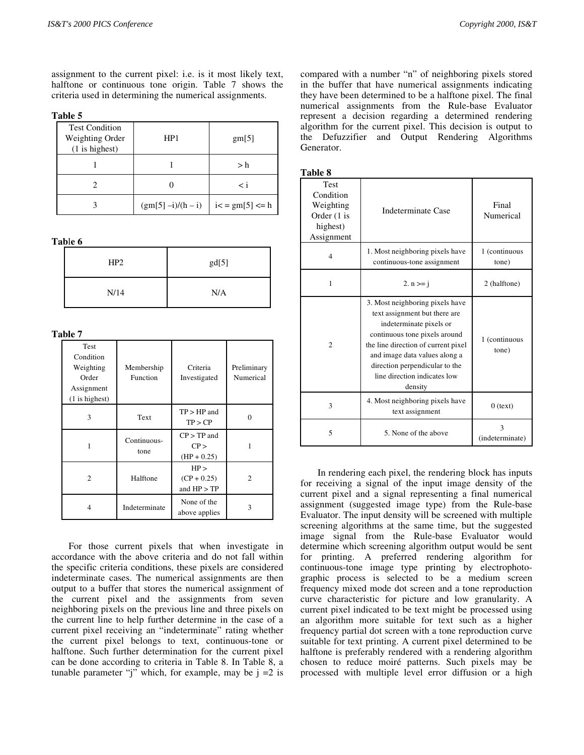assignment to the current pixel: i.e. is it most likely text, halftone or continuous tone origin. Table 7 shows the criteria used in determining the numerical assignments.

**Table 5**

| Test Condition Weighting Order (1 is highest) | HP1 | gm[5] |
|---|---|---|
| 1 | 1 | > h |
| 2 | 0 | < i |
| 3 | (gm[5] –i)/(h – i) | i< = gm[5] <= h |

**Table 6**

| HP2 | gd[5] |
|---|---|
| N/14 | N/A |

**Table 7**

| Test Condition Weighting Order Assignment (1 is highest) | Membership Function | Criteria Investigated | Preliminary Numerical |
|---|---|---|---|
| 3 | Text | TP > HP and TP > CP | 0 |
| 1 | Continuous-tone | CP > TP and CP > (HP + 0.25) | 1 |
| 2 | Halftone | HP > (CP + 0.25) and HP > TP | 2 |
| 4 | Indeterminate | None of the above applies | 3 |

For those current pixels that when investigate in accordance with the above criteria and do not fall within the specific criteria conditions, these pixels are considered indeterminate cases. The numerical assignments are then output to a buffer that stores the numerical assignment of the current pixel and the assignments from seven neighboring pixels on the previous line and three pixels on the current line to help further determine in the case of a current pixel receiving an "indeterminate" rating whether the current pixel belongs to text, continuous-tone or halftone. Such further determination for the current pixel can be done according to criteria in Table 8. In Table 8, a tunable parameter "j" which, for example, may be j =2 is compared with a number "n" of neighboring pixels stored in the buffer that have numerical assignments indicating they have been determined to be a halftone pixel. The final numerical assignments from the Rule-base Evaluator represent a decision regarding a determined rendering algorithm for the current pixel. This decision is output to the Defuzzifier and Output Rendering Algorithms Generator.

**Table 8**

| Test Condition Weighting Order (1 is highest) Assignment | Indeterminate Case | Final Numerical |
|---|---|---|
| 4 | 1. Most neighboring pixels have continuous-tone assignment | 1 (continuous tone) |
| 1 | 2. n >= j | 2 (halftone) |
| 2 | 3. Most neighboring pixels have text assignment but there are indeterminate pixels or continuous tone pixels around the line direction of current pixel and image data values along a direction perpendicular to the line direction indicates low density | 1 (continuous tone) |
| 3 | 4. Most neighboring pixels have text assignment | 0 (text) |
| 5 | 5. None of the above | 3 (indeterminate) |

In rendering each pixel, the rendering block has inputs for receiving a signal of the input image density of the current pixel and a signal representing a final numerical assignment (suggested image type) from the Rule-base Evaluator. The input density will be screened with multiple screening algorithms at the same time, but the suggested image signal from the Rule-base Evaluator would determine which screening algorithm output would be sent for printing. A preferred rendering algorithm for continuous-tone image type printing by electrophoto-graphic process is selected to be a medium screen frequency mixed mode dot screen and a tone reproduction curve characteristic for picture and low granularity. A current pixel indicated to be text might be processed using an algorithm more suitable for text such as a higher frequency partial dot screen with a tone reproduction curve suitable for text printing. A current pixel determined to be halftone is preferably rendered with a rendering algorithm chosen to reduce moiré patterns. Such pixels may be processed with multiple level error diffusion or a high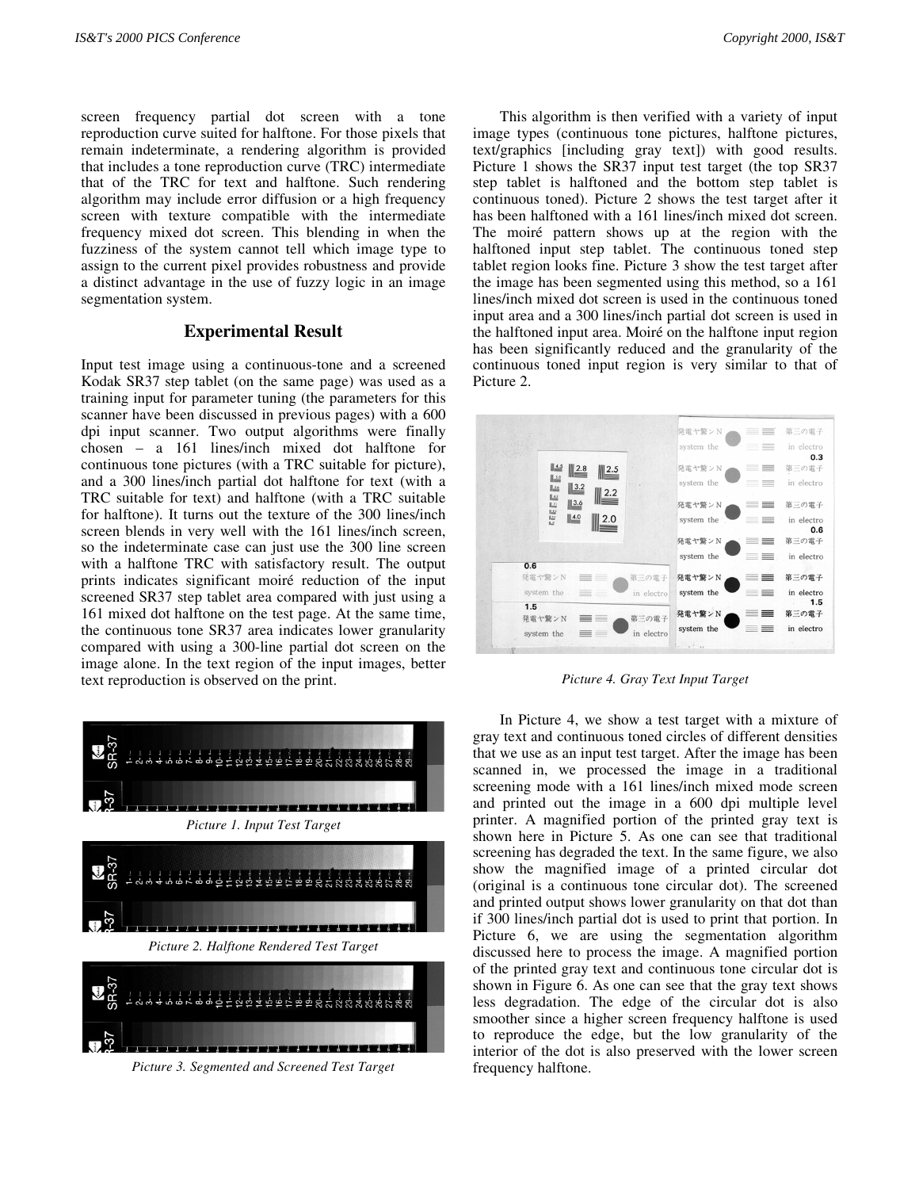screen frequency partial dot screen with a tone reproduction curve suited for halftone. For those pixels that remain indeterminate, a rendering algorithm is provided that includes a tone reproduction curve (TRC) intermediate that of the TRC for text and halftone. Such rendering algorithm may include error diffusion or a high frequency screen with texture compatible with the intermediate frequency mixed dot screen. This blending in when the fuzziness of the system cannot tell which image type to assign to the current pixel provides robustness and provide a distinct advantage in the use of fuzzy logic in an image segmentation system.

## Experimental Result

Input test image using a continuous-tone and a screened Kodak SR37 step tablet (on the same page) was used as a training input for parameter tuning (the parameters for this scanner have been discussed in previous pages) with a 600 dpi input scanner. Two output algorithms were finally chosen – a 161 lines/inch mixed dot halftone for continuous tone pictures (with a TRC suitable for picture), and a 300 lines/inch partial dot halftone for text (with a TRC suitable for text) and halftone (with a TRC suitable for halftone). It turns out the texture of the 300 lines/inch screen blends in very well with the 161 lines/inch screen, so the indeterminate case can just use the 300 line screen with a halftone TRC with satisfactory result. The output prints indicates significant moiré reduction of the input screened SR37 step tablet area compared with just using a 161 mixed dot halftone on the test page. At the same time, the continuous tone SR37 area indicates lower granularity compared with using a 300-line partial dot screen on the image alone. In the text region of the input images, better text reproduction is observed on the print.

*Picture 1. Input Test Target*

*Picture 2. Halftone Rendered Test Target*

*Picture 3. Segmented and Screened Test Target*

This algorithm is then verified with a variety of input image types (continuous tone pictures, halftone pictures, text/graphics [including gray text]) with good results. Picture 1 shows the SR37 input test target (the top SR37 step tablet is halftoned and the bottom step tablet is continuous toned). Picture 2 shows the test target after it has been halftoned with a 161 lines/inch mixed dot screen. The moiré pattern shows up at the region with the halftoned input step tablet. The continuous toned step tablet region looks fine. Picture 3 show the test target after the image has been segmented using this method, so a 161 lines/inch mixed dot screen is used in the continuous toned input area and a 300 lines/inch partial dot screen is used in the halftoned input area. Moiré on the halftone input region has been significantly reduced and the granularity of the continuous toned input region is very similar to that of Picture 2.

*Picture 4. Gray Text Input Target*

In Picture 4, we show a test target with a mixture of gray text and continuous toned circles of different densities that we use as an input test target. After the image has been scanned in, we processed the image in a traditional screening mode with a 161 lines/inch mixed mode screen and printed out the image in a 600 dpi multiple level printer. A magnified portion of the printed gray text is shown here in Picture 5. As one can see that traditional screening has degraded the text. In the same figure, we also show the magnified image of a printed circular dot (original is a continuous tone circular dot). The screened and printed output shows lower granularity on that dot than if 300 lines/inch partial dot is used to print that portion. In Picture 6, we are using the segmentation algorithm discussed here to process the image. A magnified portion of the printed gray text and continuous tone circular dot is shown in Figure 6. As one can see that the gray text shows less degradation. The edge of the circular dot is also smoother since a higher screen frequency halftone is used to reproduce the edge, but the low granularity of the interior of the dot is also preserved with the lower screen frequency halftone.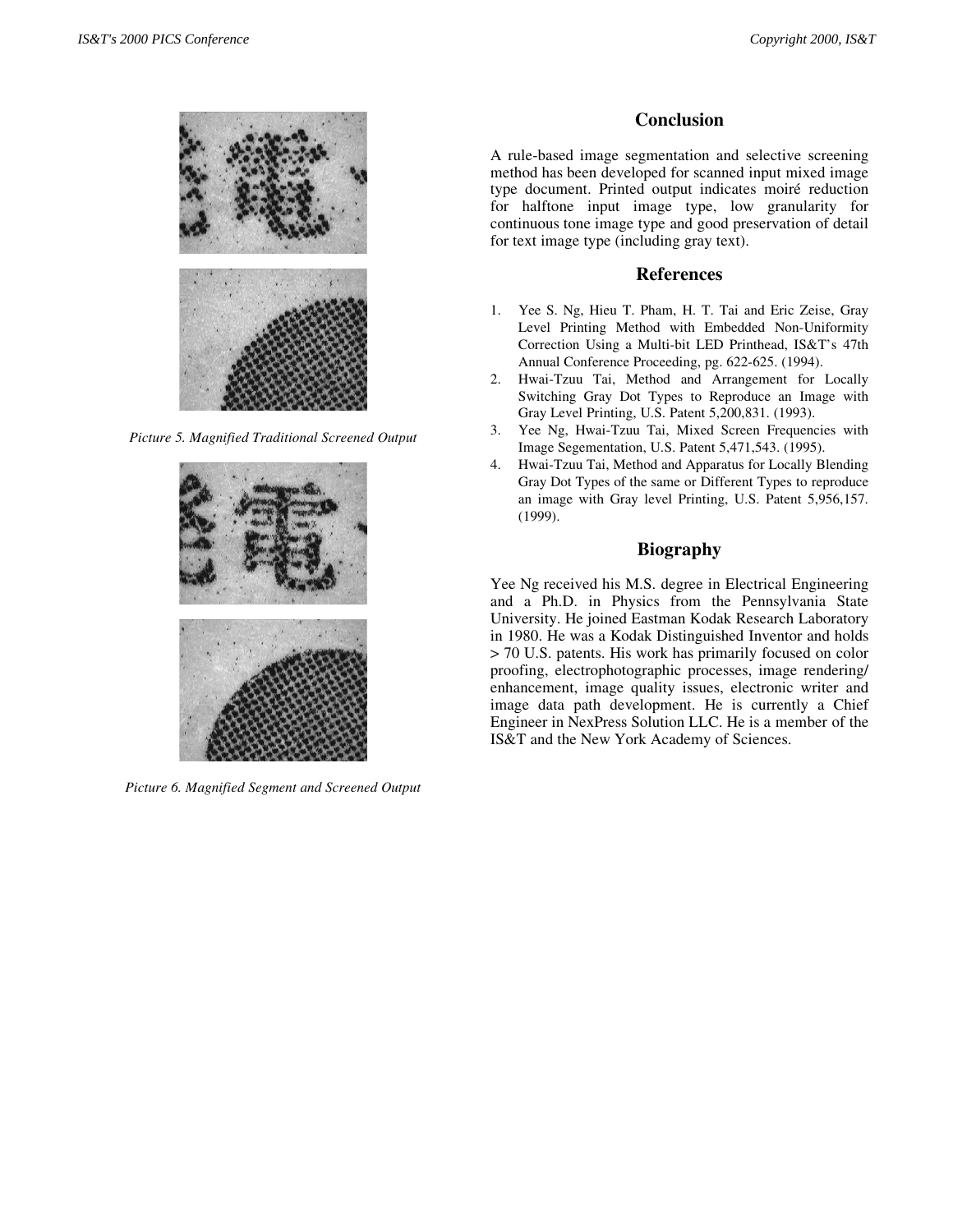Picture 5. Magnified Traditional Screened Output

Picture 6. Magnified Segment and Screened Output

## Conclusion

A rule-based image segmentation and selective screening method has been developed for scanned input mixed image type document. Printed output indicates moiré reduction for halftone input image type, low granularity for continuous tone image type and good preservation of detail for text image type (including gray text).

## References

1. Yee S. Ng, Hieu T. Pham, H. T. Tai and Eric Zeise, Gray Level Printing Method with Embedded Non-Uniformity Correction Using a Multi-bit LED Printhead, IS&T's 47th Annual Conference Proceeding, pg. 622-625. (1994).
2. Hwai-Tzuu Tai, Method and Arrangement for Locally Switching Gray Dot Types to Reproduce an Image with Gray Level Printing, U.S. Patent 5,200,831. (1993).
3. Yee Ng, Hwai-Tzuu Tai, Mixed Screen Frequencies with Image Segementation, U.S. Patent 5,471,543. (1995).
4. Hwai-Tzuu Tai, Method and Apparatus for Locally Blending Gray Dot Types of the same or Different Types to reproduce an image with Gray level Printing, U.S. Patent 5,956,157. (1999).

## Biography

Yee Ng received his M.S. degree in Electrical Engineering and a Ph.D. in Physics from the Pennsylvania State University. He joined Eastman Kodak Research Laboratory in 1980. He was a Kodak Distinguished Inventor and holds > 70 U.S. patents. His work has primarily focused on color proofing, electrophotographic processes, image rendering/ enhancement, image quality issues, electronic writer and image data path development. He is currently a Chief Engineer in NexPress Solution LLC. He is a member of the IS&T and the New York Academy of Sciences.